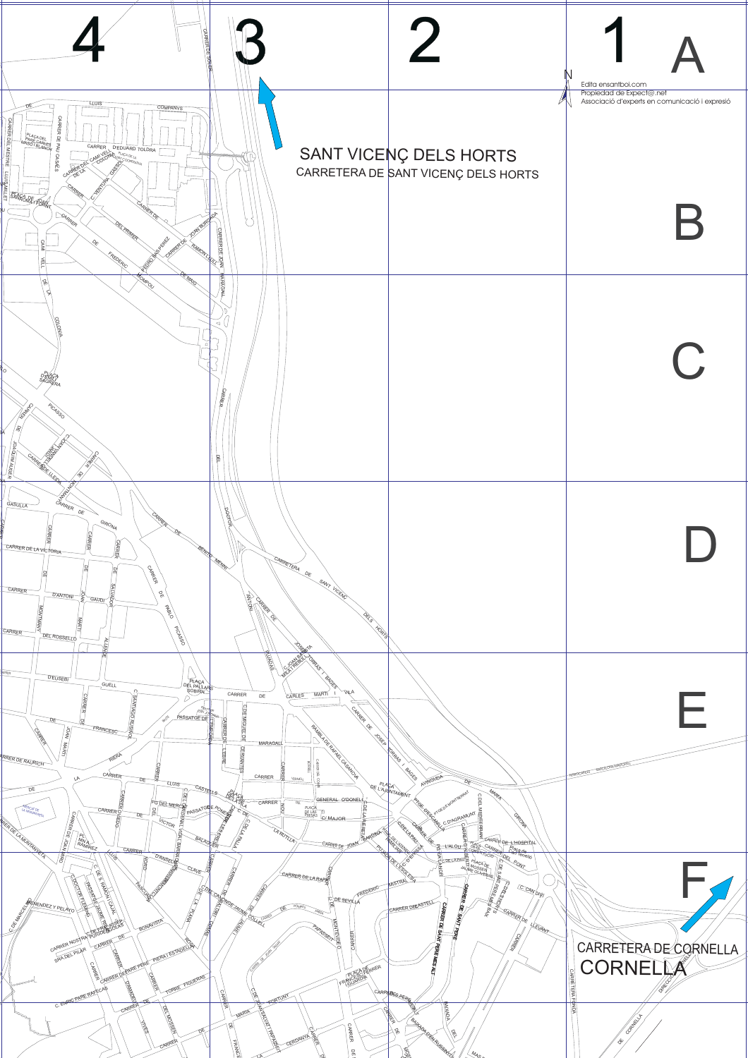4 3 2 1

A

B

C

D

E

F

Edita ensantboi.com
Propiedad de Expect@.net
Associació d'experts en comunicació i expressió

SANT VICENÇ DELS HORTS
CARRETERA DE SANT VICENÇ DELS HORTS

CARRETERA DE CORNELLA
CORNELLA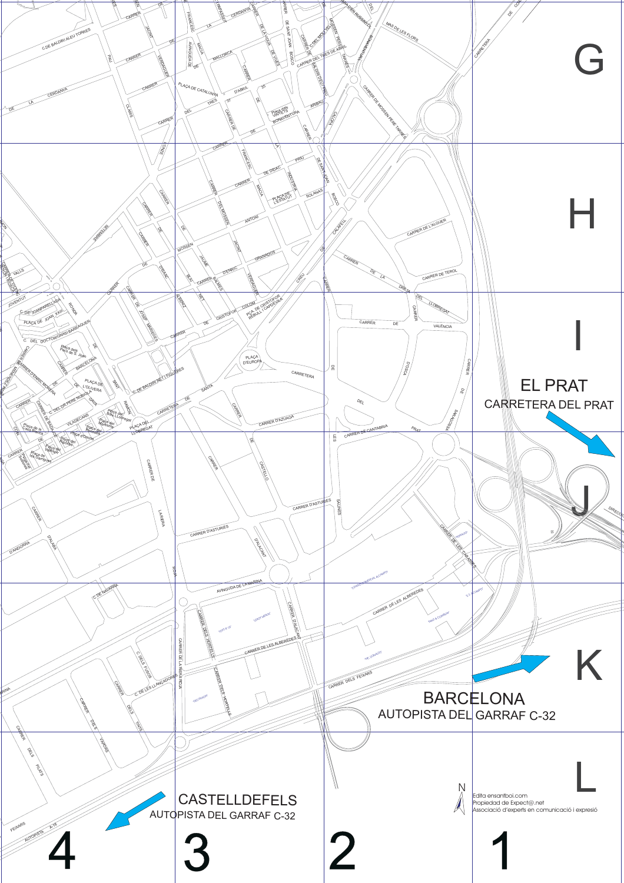G

H

I

J

K

L

EL PRAT
CARRETERA DEL PRAT

BARCELONA
AUTOPISTA DEL GARRAF C-32

CASTELLDEFELS
AUTOPISTA DEL GARRAF C-32

4 3 2 1

Edita ensantboi.com
Propiedad de Expect@.net
Associació d'experts en comunicació i expresió